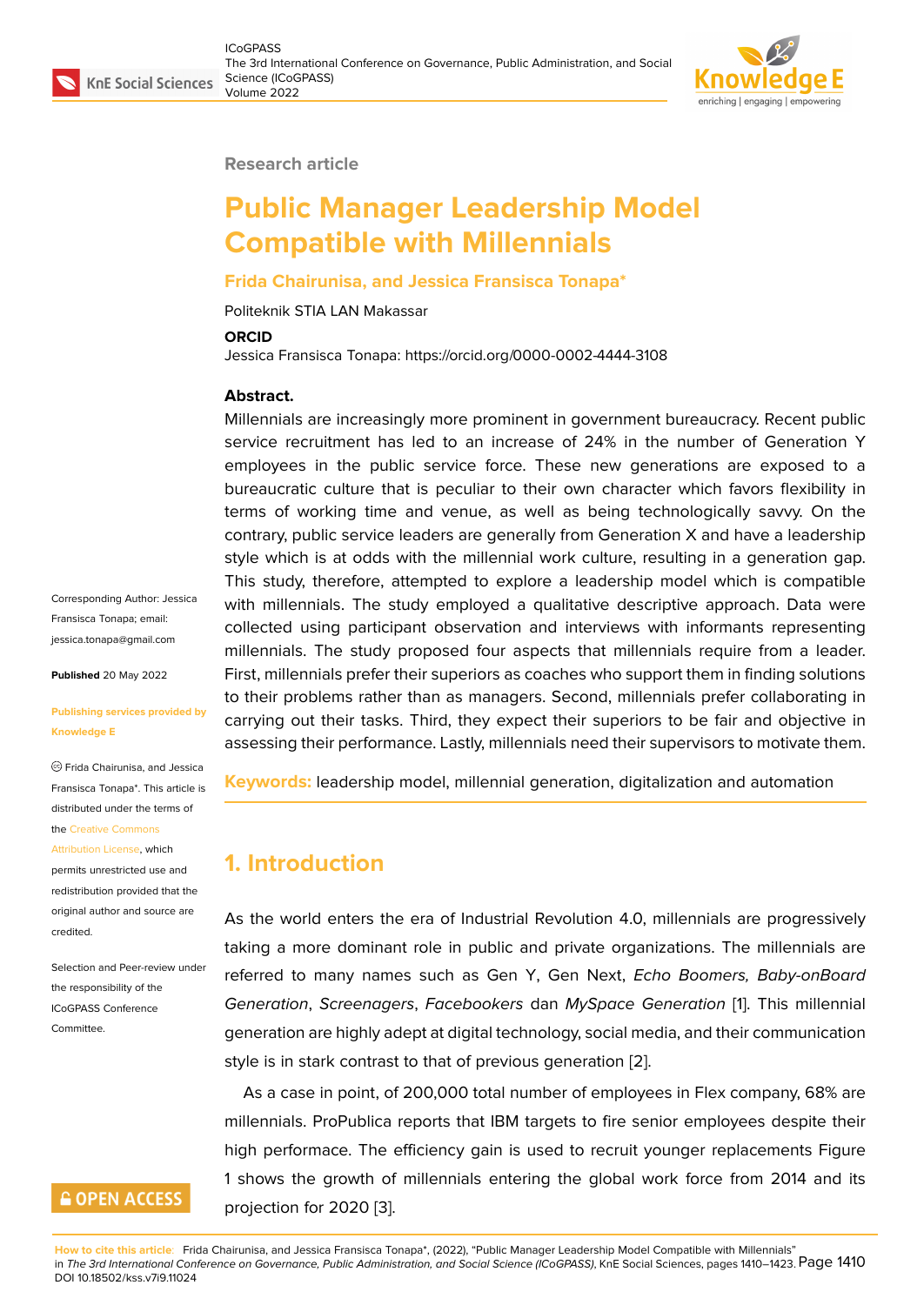Research article

# Public Manager Leadership Model Compatible with Millennials

**Frida Chairunisa, and Jessica Fransisca Tonapa***

Politeknik STIA LAN Makassar

**ORCID**

Jessica Fransisca Tonapa: https://orcid.org/0000-0002-4444-3108

**Abstract.**

Millennials are increasingly more prominent in government bureaucracy. Recent public service recruitment has led to an increase of 24% in the number of Generation Y employees in the public service force. These new generations are exposed to a bureaucratic culture that is peculiar to their own character which favors flexibility in terms of working time and venue, as well as being technologically savvy. On the contrary, public service leaders are generally from Generation X and have a leadership style which is at odds with the millennial work culture, resulting in a generation gap. This study, therefore, attempted to explore a leadership model which is compatible with millennials. The study employed a qualitative descriptive approach. Data were collected using participant observation and interviews with informants representing millennials. The study proposed four aspects that millennials require from a leader. First, millennials prefer their superiors as coaches who support them in finding solutions to their problems rather than as managers. Second, millennials prefer collaborating in carrying out their tasks. Third, they expect their superiors to be fair and objective in assessing their performance. Lastly, millennials need their supervisors to motivate them.

**Keywords:** leadership model, millennial generation, digitalization and automation

Corresponding Author: Jessica Fransisca Tonapa; email: jessica.tonapa@gmail.com

**Published** 20 May 2022

**Publishing services provided by Knowledge E**

© Frida Chairunisa, and Jessica Fransisca Tonapa*. This article is distributed under the terms of the Creative Commons Attribution License, which permits unrestricted use and redistribution provided that the original author and source are credited.

Selection and Peer-review under the responsibility of the ICoGPASS Conference Committee.

## 1. Introduction

As the world enters the era of Industrial Revolution 4.0, millennials are progressively taking a more dominant role in public and private organizations. The millennials are referred to many names such as Gen Y, Gen Next, *Echo Boomers, Baby-onBoard Generation*, *Screenagers*, *Facebookers* dan *MySpace Generation* [1]. This millennial generation are highly adept at digital technology, social media, and their communication style is in stark contrast to that of previous generation [2].

As a case in point, of 200,000 total number of employees in Flex company, 68% are millennials. ProPublica reports that IBM targets to fire senior employees despite their high performace. The efficiency gain is used to recruit younger replacements Figure 1 shows the growth of millennials entering the global work force from 2014 and its projection for 2020 [3].

**How to cite this article**: Frida Chairunisa, and Jessica Fransisca Tonapa*, (2022), "Public Manager Leadership Model Compatible with Millennials" in *The 3rd International Conference on Governance, Public Administration, and Social Science (ICoGPASS)*, KnE Social Sciences, pages 1410–1423. DOI 10.18502/kss.v7i9.11024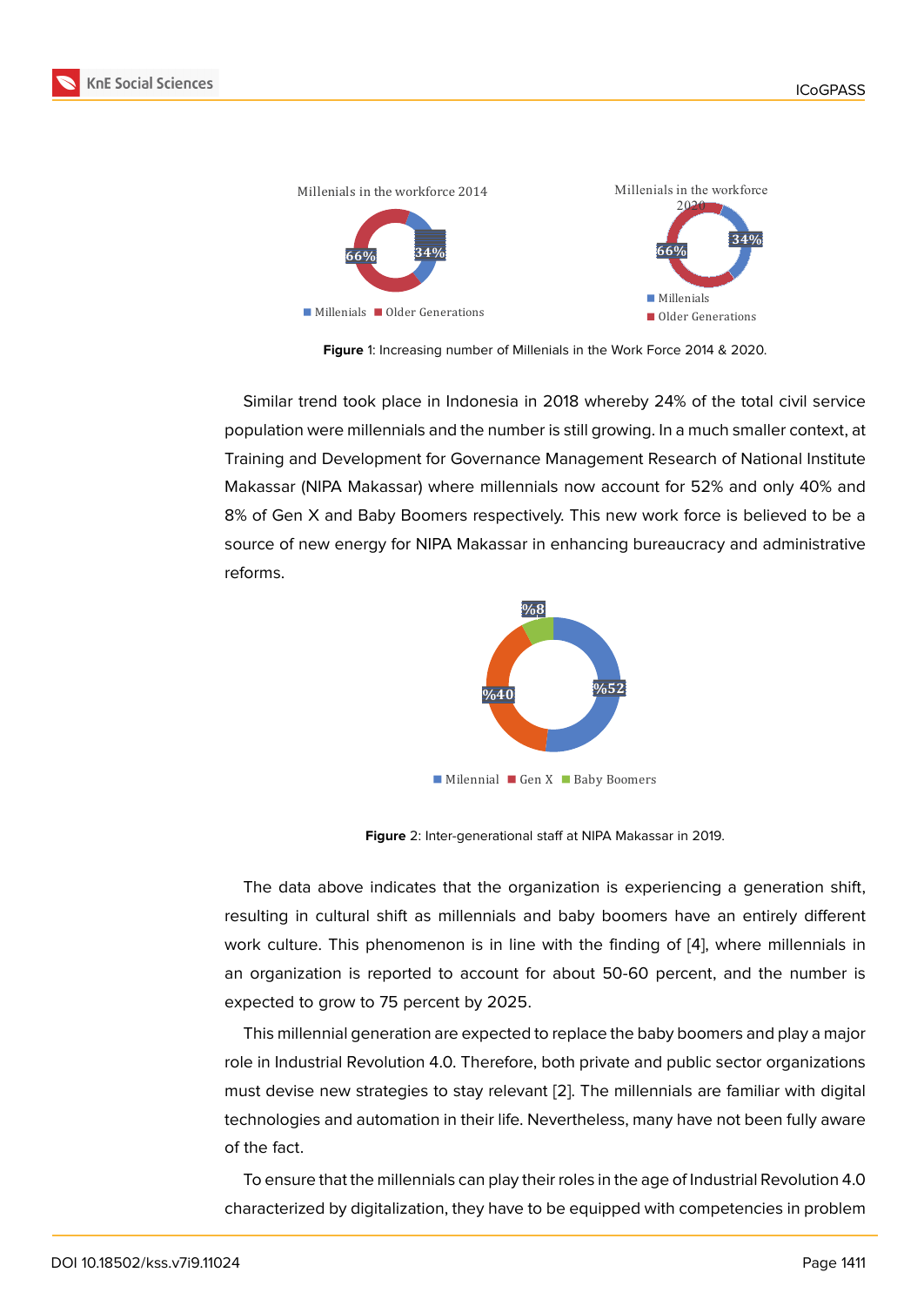Figure 1: Increasing number of Millenials in the Work Force 2014 & 2020.

Similar trend took place in Indonesia in 2018 whereby 24% of the total civil service population were millennials and the number is still growing. In a much smaller context, at Training and Development for Governance Management Research of National Institute Makassar (NIPA Makassar) where millennials now account for 52% and only 40% and 8% of Gen X and Baby Boomers respectively. This new work force is believed to be a source of new energy for NIPA Makassar in enhancing bureaucracy and administrative reforms.

Figure 2: Inter-generational staff at NIPA Makassar in 2019.

The data above indicates that the organization is experiencing a generation shift, resulting in cultural shift as millennials and baby boomers have an entirely different work culture. This phenomenon is in line with the finding of [4], where millennials in an organization is reported to account for about 50-60 percent, and the number is expected to grow to 75 percent by 2025.

This millennial generation are expected to replace the baby boomers and play a major role in Industrial Revolution 4.0. Therefore, both private and public sector organizations must devise new strategies to stay relevant [2]. The millennials are familiar with digital technologies and automation in their life. Nevertheless, many have not been fully aware of the fact.

To ensure that the millennials can play their roles in the age of Industrial Revolution 4.0 characterized by digitalization, they have to be equipped with competencies in problem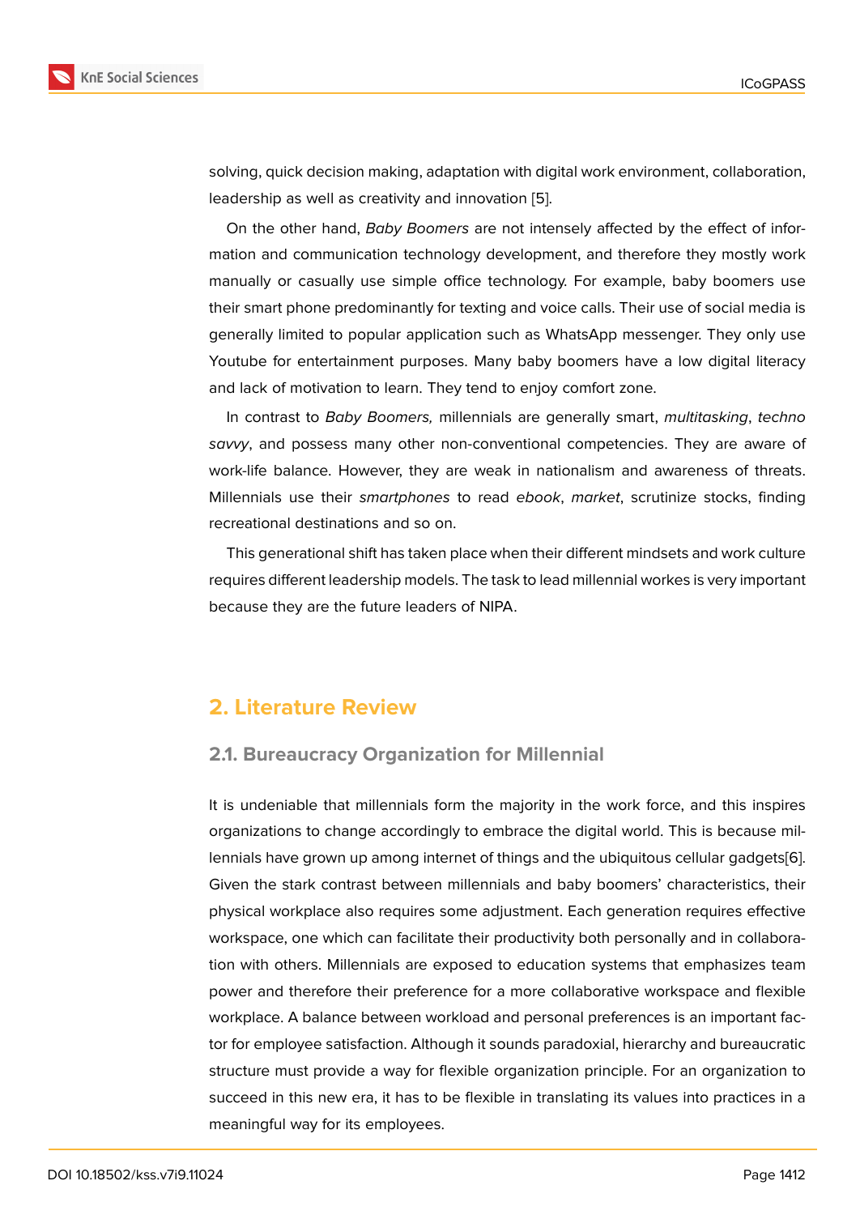solving, quick decision making, adaptation with digital work environment, collaboration, leadership as well as creativity and innovation [5].

On the other hand, *Baby Boomers* are not intensely affected by the effect of information and communication technology development, and therefore they mostly work manually or casually use simple office technology. For example, baby boomers use their smart phone predominantly for texting and voice calls. Their use of social media is generally limited to popular application such as WhatsApp messenger. They only use Youtube for entertainment purposes. Many baby boomers have a low digital literacy and lack of motivation to learn. They tend to enjoy comfort zone.

In contrast to *Baby Boomers,* millennials are generally smart, *multitasking*, *techno savvy*, and possess many other non-conventional competencies. They are aware of work-life balance. However, they are weak in nationalism and awareness of threats. Millennials use their *smartphones* to read *ebook*, *market*, scrutinize stocks, finding recreational destinations and so on.

This generational shift has taken place when their different mindsets and work culture requires different leadership models. The task to lead millennial workes is very important because they are the future leaders of NIPA.

## 2. Literature Review

### 2.1. Bureaucracy Organization for Millennial

It is undeniable that millennials form the majority in the work force, and this inspires organizations to change accordingly to embrace the digital world. This is because millennials have grown up among internet of things and the ubiquitous cellular gadgets[6]. Given the stark contrast between millennials and baby boomers' characteristics, their physical workplace also requires some adjustment. Each generation requires effective workspace, one which can facilitate their productivity both personally and in collaboration with others. Millennials are exposed to education systems that emphasizes team power and therefore their preference for a more collaborative workspace and flexible workplace. A balance between workload and personal preferences is an important factor for employee satisfaction. Although it sounds paradoxial, hierarchy and bureaucratic structure must provide a way for flexible organization principle. For an organization to succeed in this new era, it has to be flexible in translating its values into practices in a meaningful way for its employees.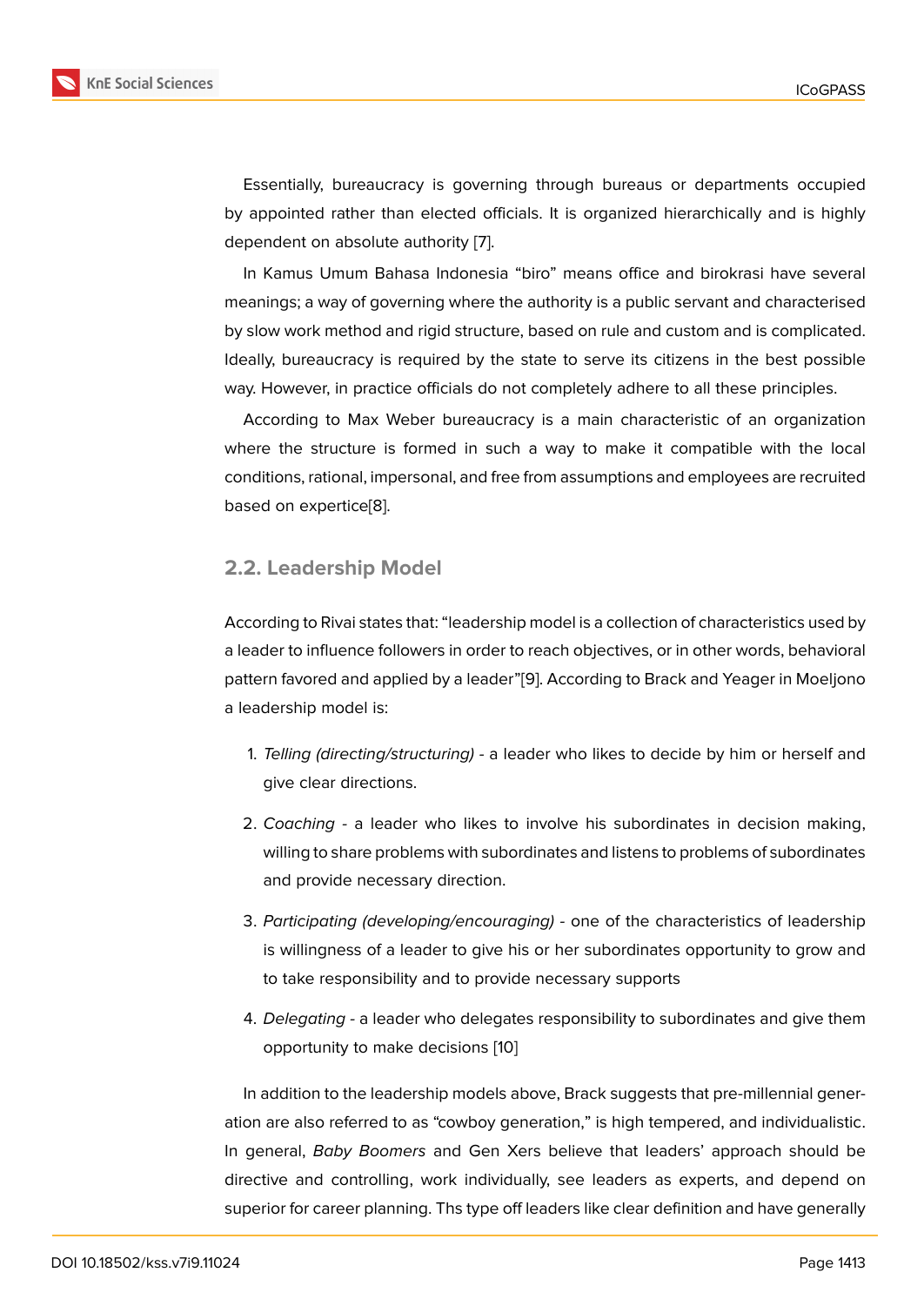Essentially, bureaucracy is governing through bureaus or departments occupied by appointed rather than elected officials. It is organized hierarchically and is highly dependent on absolute authority [7].

In Kamus Umum Bahasa Indonesia "biro" means office and birokrasi have several meanings; a way of governing where the authority is a public servant and characterised by slow work method and rigid structure, based on rule and custom and is complicated. Ideally, bureaucracy is required by the state to serve its citizens in the best possible way. However, in practice officials do not completely adhere to all these principles.

According to Max Weber bureaucracy is a main characteristic of an organization where the structure is formed in such a way to make it compatible with the local conditions, rational, impersonal, and free from assumptions and employees are recruited based on expertice[8].

## 2.2. Leadership Model

According to Rivai states that: "leadership model is a collection of characteristics used by a leader to influence followers in order to reach objectives, or in other words, behavioral pattern favored and applied by a leader"[9]. According to Brack and Yeager in Moeljono a leadership model is:

1. *Telling (directing/structuring)* - a leader who likes to decide by him or herself and give clear directions.
2. *Coaching* - a leader who likes to involve his subordinates in decision making, willing to share problems with subordinates and listens to problems of subordinates and provide necessary direction.
3. *Participating (developing/encouraging)* - one of the characteristics of leadership is willingness of a leader to give his or her subordinates opportunity to grow and to take responsibility and to provide necessary supports
4. *Delegating* - a leader who delegates responsibility to subordinates and give them opportunity to make decisions [10]

In addition to the leadership models above, Brack suggests that pre-millennial generation are also referred to as "cowboy generation," is high tempered, and individualistic. In general, *Baby Boomers* and Gen Xers believe that leaders' approach should be directive and controlling, work individually, see leaders as experts, and depend on superior for career planning. Ths type off leaders like clear definition and have generally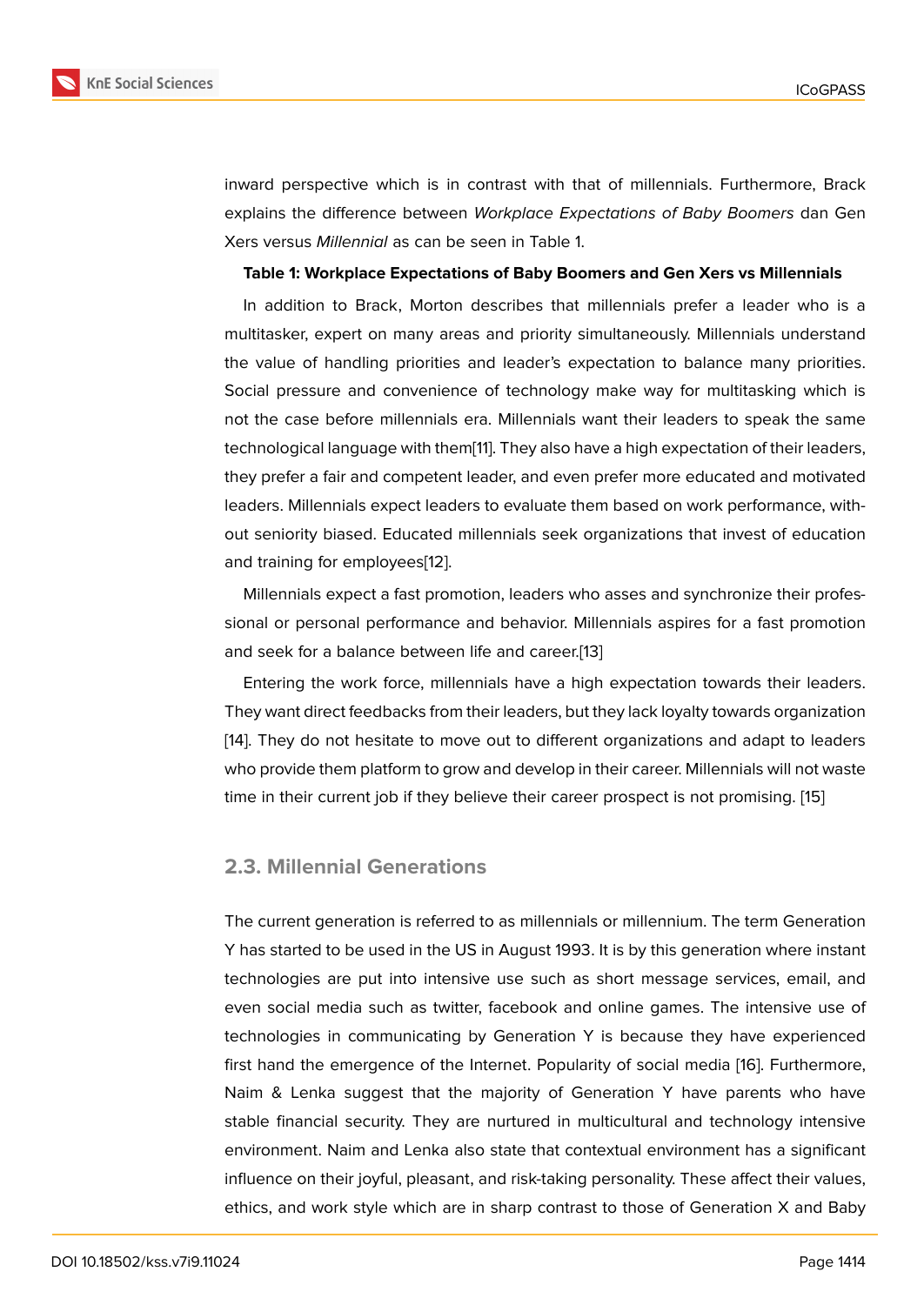inward perspective which is in contrast with that of millennials. Furthermore, Brack explains the difference between *Workplace Expectations of Baby Boomers* dan Gen Xers versus *Millennial* as can be seen in Table 1.

**Table 1: Workplace Expectations of Baby Boomers and Gen Xers vs Millennials**

In addition to Brack, Morton describes that millennials prefer a leader who is a multitasker, expert on many areas and priority simultaneously. Millennials understand the value of handling priorities and leader's expectation to balance many priorities. Social pressure and convenience of technology make way for multitasking which is not the case before millennials era. Millennials want their leaders to speak the same technological language with them[11]. They also have a high expectation of their leaders, they prefer a fair and competent leader, and even prefer more educated and motivated leaders. Millennials expect leaders to evaluate them based on work performance, without seniority biased. Educated millennials seek organizations that invest of education and training for employees[12].

Millennials expect a fast promotion, leaders who asses and synchronize their professional or personal performance and behavior. Millennials aspires for a fast promotion and seek for a balance between life and career.[13]

Entering the work force, millennials have a high expectation towards their leaders. They want direct feedbacks from their leaders, but they lack loyalty towards organization [14]. They do not hesitate to move out to different organizations and adapt to leaders who provide them platform to grow and develop in their career. Millennials will not waste time in their current job if they believe their career prospect is not promising. [15]

## 2.3. Millennial Generations

The current generation is referred to as millennials or millennium. The term Generation Y has started to be used in the US in August 1993. It is by this generation where instant technologies are put into intensive use such as short message services, email, and even social media such as twitter, facebook and online games. The intensive use of technologies in communicating by Generation Y is because they have experienced first hand the emergence of the Internet. Popularity of social media [16]. Furthermore, Naim & Lenka suggest that the majority of Generation Y have parents who have stable financial security. They are nurtured in multicultural and technology intensive environment. Naim and Lenka also state that contextual environment has a significant influence on their joyful, pleasant, and risk-taking personality. These affect their values, ethics, and work style which are in sharp contrast to those of Generation X and Baby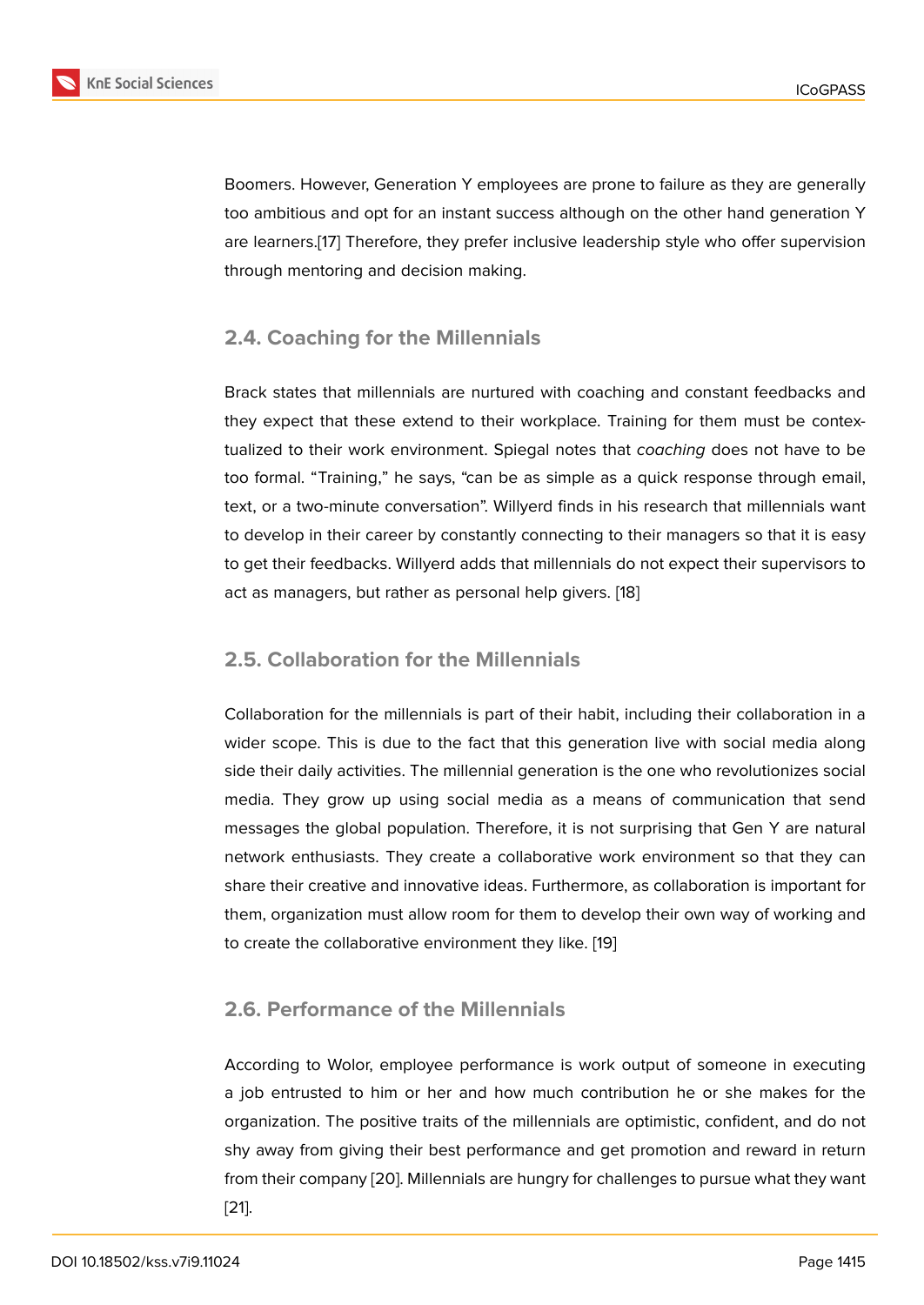Boomers. However, Generation Y employees are prone to failure as they are generally too ambitious and opt for an instant success although on the other hand generation Y are learners.[17] Therefore, they prefer inclusive leadership style who offer supervision through mentoring and decision making.

## 2.4. Coaching for the Millennials

Brack states that millennials are nurtured with coaching and constant feedbacks and they expect that these extend to their workplace. Training for them must be contextualized to their work environment. Spiegal notes that *coaching* does not have to be too formal. "Training," he says, "can be as simple as a quick response through email, text, or a two-minute conversation". Willyerd finds in his research that millennials want to develop in their career by constantly connecting to their managers so that it is easy to get their feedbacks. Willyerd adds that millennials do not expect their supervisors to act as managers, but rather as personal help givers. [18]

## 2.5. Collaboration for the Millennials

Collaboration for the millennials is part of their habit, including their collaboration in a wider scope. This is due to the fact that this generation live with social media along side their daily activities. The millennial generation is the one who revolutionizes social media. They grow up using social media as a means of communication that send messages the global population. Therefore, it is not surprising that Gen Y are natural network enthusiasts. They create a collaborative work environment so that they can share their creative and innovative ideas. Furthermore, as collaboration is important for them, organization must allow room for them to develop their own way of working and to create the collaborative environment they like. [19]

## 2.6. Performance of the Millennials

According to Wolor, employee performance is work output of someone in executing a job entrusted to him or her and how much contribution he or she makes for the organization. The positive traits of the millennials are optimistic, confident, and do not shy away from giving their best performance and get promotion and reward in return from their company [20]. Millennials are hungry for challenges to pursue what they want [21].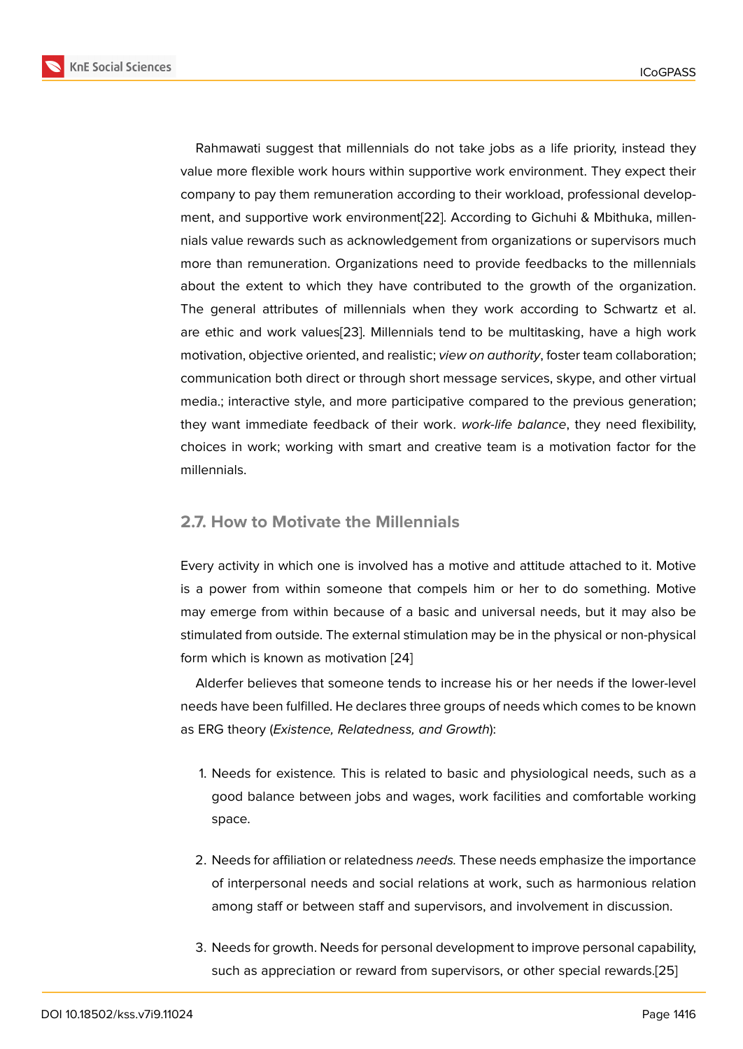Rahmawati suggest that millennials do not take jobs as a life priority, instead they value more flexible work hours within supportive work environment. They expect their company to pay them remuneration according to their workload, professional development, and supportive work environment[22]. According to Gichuhi & Mbithuka, millennials value rewards such as acknowledgement from organizations or supervisors much more than remuneration. Organizations need to provide feedbacks to the millennials about the extent to which they have contributed to the growth of the organization. The general attributes of millennials when they work according to Schwartz et al. are ethic and work values[23]. Millennials tend to be multitasking, have a high work motivation, objective oriented, and realistic; *view on authority*, foster team collaboration; communication both direct or through short message services, skype, and other virtual media.; interactive style, and more participative compared to the previous generation; they want immediate feedback of their work. *work-life balance*, they need flexibility, choices in work; working with smart and creative team is a motivation factor for the millennials.

## 2.7. How to Motivate the Millennials

Every activity in which one is involved has a motive and attitude attached to it. Motive is a power from within someone that compels him or her to do something. Motive may emerge from within because of a basic and universal needs, but it may also be stimulated from outside. The external stimulation may be in the physical or non-physical form which is known as motivation [24]

Alderfer believes that someone tends to increase his or her needs if the lower-level needs have been fulfilled. He declares three groups of needs which comes to be known as ERG theory (*Existence, Relatedness, and Growth*):

1. Needs for existence. This is related to basic and physiological needs, such as a good balance between jobs and wages, work facilities and comfortable working space.

2. Needs for affiliation or relatedness *needs.* These needs emphasize the importance of interpersonal needs and social relations at work, such as harmonious relation among staff or between staff and supervisors, and involvement in discussion.

3. Needs for growth. Needs for personal development to improve personal capability, such as appreciation or reward from supervisors, or other special rewards.[25]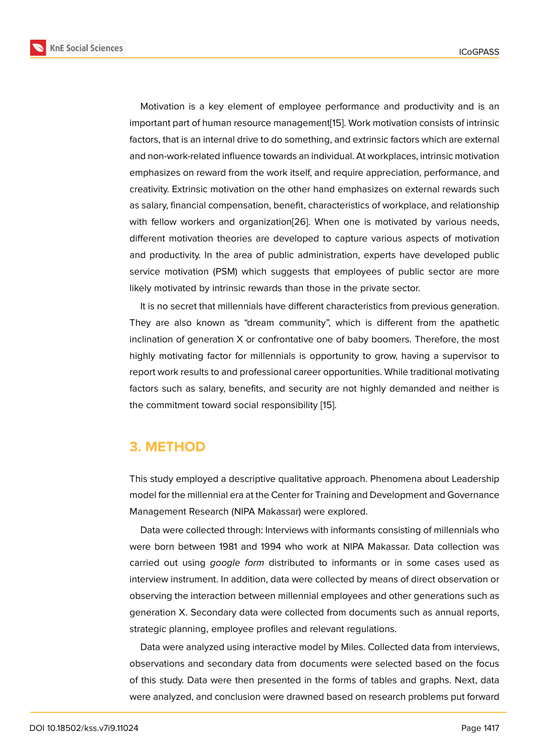Motivation is a key element of employee performance and productivity and is an important part of human resource management[15]. Work motivation consists of intrinsic factors, that is an internal drive to do something, and extrinsic factors which are external and non-work-related influence towards an individual. At workplaces, intrinsic motivation emphasizes on reward from the work itself, and require appreciation, performance, and creativity. Extrinsic motivation on the other hand emphasizes on external rewards such as salary, financial compensation, benefit, characteristics of workplace, and relationship with fellow workers and organization[26]. When one is motivated by various needs, different motivation theories are developed to capture various aspects of motivation and productivity. In the area of public administration, experts have developed public service motivation (PSM) which suggests that employees of public sector are more likely motivated by intrinsic rewards than those in the private sector.

It is no secret that millennials have different characteristics from previous generation. They are also known as "dream community", which is different from the apathetic inclination of generation X or confrontative one of baby boomers. Therefore, the most highly motivating factor for millennials is opportunity to grow, having a supervisor to report work results to and professional career opportunities. While traditional motivating factors such as salary, benefits, and security are not highly demanded and neither is the commitment toward social responsibility [15].

## 3. METHOD

This study employed a descriptive qualitative approach. Phenomena about Leadership model for the millennial era at the Center for Training and Development and Governance Management Research (NIPA Makassar) were explored.

Data were collected through: Interviews with informants consisting of millennials who were born between 1981 and 1994 who work at NIPA Makassar. Data collection was carried out using *google form* distributed to informants or in some cases used as interview instrument. In addition, data were collected by means of direct observation or observing the interaction between millennial employees and other generations such as generation X. Secondary data were collected from documents such as annual reports, strategic planning, employee profiles and relevant regulations.

Data were analyzed using interactive model by Miles. Collected data from interviews, observations and secondary data from documents were selected based on the focus of this study. Data were then presented in the forms of tables and graphs. Next, data were analyzed, and conclusion were drawned based on research problems put forward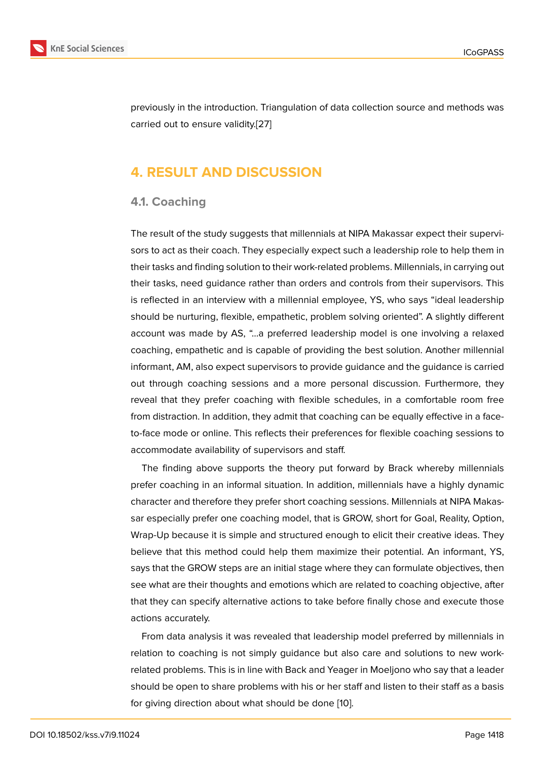previously in the introduction. Triangulation of data collection source and methods was carried out to ensure validity.[27]

# 4. RESULT AND DISCUSSION

## 4.1. Coaching

The result of the study suggests that millennials at NIPA Makassar expect their supervisors to act as their coach. They especially expect such a leadership role to help them in their tasks and finding solution to their work-related problems. Millennials, in carrying out their tasks, need guidance rather than orders and controls from their supervisors. This is reflected in an interview with a millennial employee, YS, who says "ideal leadership should be nurturing, flexible, empathetic, problem solving oriented". A slightly different account was made by AS, "...a preferred leadership model is one involving a relaxed coaching, empathetic and is capable of providing the best solution. Another millennial informant, AM, also expect supervisors to provide guidance and the guidance is carried out through coaching sessions and a more personal discussion. Furthermore, they reveal that they prefer coaching with flexible schedules, in a comfortable room free from distraction. In addition, they admit that coaching can be equally effective in a face-to-face mode or online. This reflects their preferences for flexible coaching sessions to accommodate availability of supervisors and staff.

The finding above supports the theory put forward by Brack whereby millennials prefer coaching in an informal situation. In addition, millennials have a highly dynamic character and therefore they prefer short coaching sessions. Millennials at NIPA Makassar especially prefer one coaching model, that is GROW, short for Goal, Reality, Option, Wrap-Up because it is simple and structured enough to elicit their creative ideas. They believe that this method could help them maximize their potential. An informant, YS, says that the GROW steps are an initial stage where they can formulate objectives, then see what are their thoughts and emotions which are related to coaching objective, after that they can specify alternative actions to take before finally chose and execute those actions accurately.

From data analysis it was revealed that leadership model preferred by millennials in relation to coaching is not simply guidance but also care and solutions to new work-related problems. This is in line with Back and Yeager in Moeljono who say that a leader should be open to share problems with his or her staff and listen to their staff as a basis for giving direction about what should be done [10].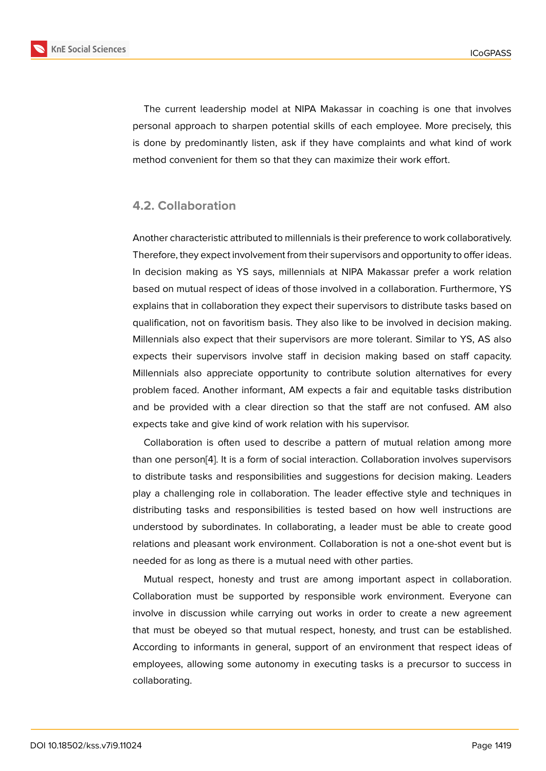The current leadership model at NIPA Makassar in coaching is one that involves personal approach to sharpen potential skills of each employee. More precisely, this is done by predominantly listen, ask if they have complaints and what kind of work method convenient for them so that they can maximize their work effort.

### 4.2. Collaboration

Another characteristic attributed to millennials is their preference to work collaboratively. Therefore, they expect involvement from their supervisors and opportunity to offer ideas. In decision making as YS says, millennials at NIPA Makassar prefer a work relation based on mutual respect of ideas of those involved in a collaboration. Furthermore, YS explains that in collaboration they expect their supervisors to distribute tasks based on qualification, not on favoritism basis. They also like to be involved in decision making. Millennials also expect that their supervisors are more tolerant. Similar to YS, AS also expects their supervisors involve staff in decision making based on staff capacity. Millennials also appreciate opportunity to contribute solution alternatives for every problem faced. Another informant, AM expects a fair and equitable tasks distribution and be provided with a clear direction so that the staff are not confused. AM also expects take and give kind of work relation with his supervisor.

Collaboration is often used to describe a pattern of mutual relation among more than one person[4]. It is a form of social interaction. Collaboration involves supervisors to distribute tasks and responsibilities and suggestions for decision making. Leaders play a challenging role in collaboration. The leader effective style and techniques in distributing tasks and responsibilities is tested based on how well instructions are understood by subordinates. In collaborating, a leader must be able to create good relations and pleasant work environment. Collaboration is not a one-shot event but is needed for as long as there is a mutual need with other parties.

Mutual respect, honesty and trust are among important aspect in collaboration. Collaboration must be supported by responsible work environment. Everyone can involve in discussion while carrying out works in order to create a new agreement that must be obeyed so that mutual respect, honesty, and trust can be established. According to informants in general, support of an environment that respect ideas of employees, allowing some autonomy in executing tasks is a precursor to success in collaborating.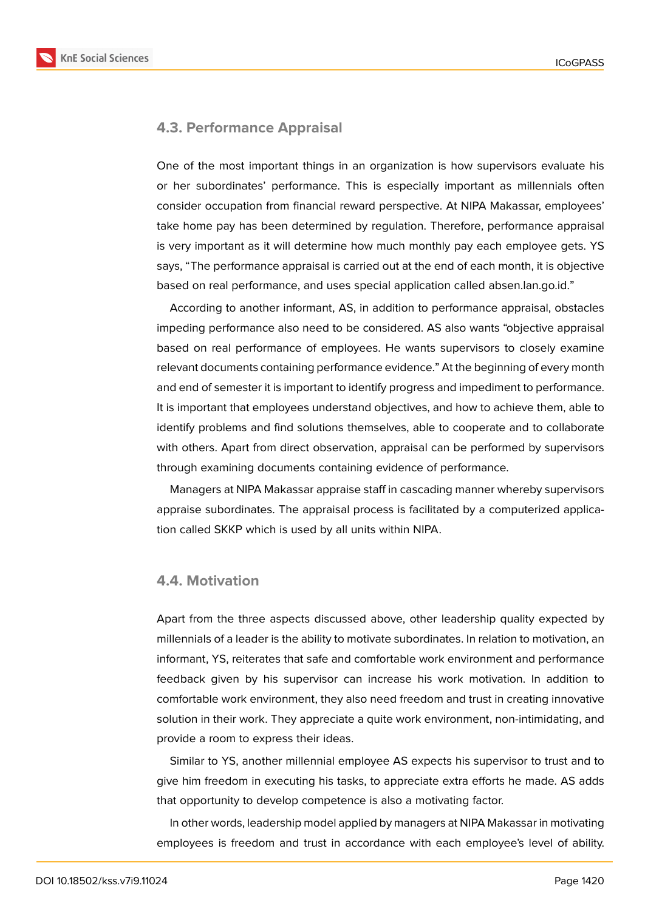## 4.3. Performance Appraisal

One of the most important things in an organization is how supervisors evaluate his or her subordinates' performance. This is especially important as millennials often consider occupation from financial reward perspective. At NIPA Makassar, employees' take home pay has been determined by regulation. Therefore, performance appraisal is very important as it will determine how much monthly pay each employee gets. YS says, "The performance appraisal is carried out at the end of each month, it is objective based on real performance, and uses special application called absen.lan.go.id."

According to another informant, AS, in addition to performance appraisal, obstacles impeding performance also need to be considered. AS also wants "objective appraisal based on real performance of employees. He wants supervisors to closely examine relevant documents containing performance evidence." At the beginning of every month and end of semester it is important to identify progress and impediment to performance. It is important that employees understand objectives, and how to achieve them, able to identify problems and find solutions themselves, able to cooperate and to collaborate with others. Apart from direct observation, appraisal can be performed by supervisors through examining documents containing evidence of performance.

Managers at NIPA Makassar appraise staff in cascading manner whereby supervisors appraise subordinates. The appraisal process is facilitated by a computerized application called SKKP which is used by all units within NIPA.

## 4.4. Motivation

Apart from the three aspects discussed above, other leadership quality expected by millennials of a leader is the ability to motivate subordinates. In relation to motivation, an informant, YS, reiterates that safe and comfortable work environment and performance feedback given by his supervisor can increase his work motivation. In addition to comfortable work environment, they also need freedom and trust in creating innovative solution in their work. They appreciate a quite work environment, non-intimidating, and provide a room to express their ideas.

Similar to YS, another millennial employee AS expects his supervisor to trust and to give him freedom in executing his tasks, to appreciate extra efforts he made. AS adds that opportunity to develop competence is also a motivating factor.

In other words, leadership model applied by managers at NIPA Makassar in motivating employees is freedom and trust in accordance with each employee's level of ability.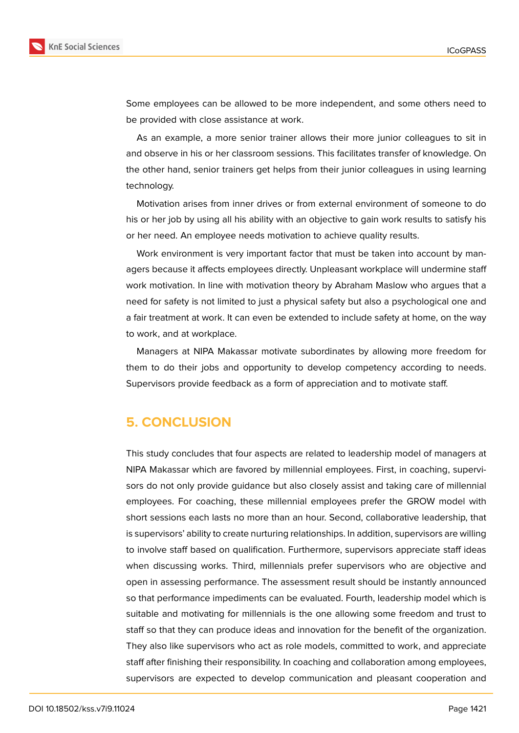Some employees can be allowed to be more independent, and some others need to be provided with close assistance at work.

As an example, a more senior trainer allows their more junior colleagues to sit in and observe in his or her classroom sessions. This facilitates transfer of knowledge. On the other hand, senior trainers get helps from their junior colleagues in using learning technology.

Motivation arises from inner drives or from external environment of someone to do his or her job by using all his ability with an objective to gain work results to satisfy his or her need. An employee needs motivation to achieve quality results.

Work environment is very important factor that must be taken into account by managers because it affects employees directly. Unpleasant workplace will undermine staff work motivation. In line with motivation theory by Abraham Maslow who argues that a need for safety is not limited to just a physical safety but also a psychological one and a fair treatment at work. It can even be extended to include safety at home, on the way to work, and at workplace.

Managers at NIPA Makassar motivate subordinates by allowing more freedom for them to do their jobs and opportunity to develop competency according to needs. Supervisors provide feedback as a form of appreciation and to motivate staff.

## 5. CONCLUSION

This study concludes that four aspects are related to leadership model of managers at NIPA Makassar which are favored by millennial employees. First, in coaching, supervisors do not only provide guidance but also closely assist and taking care of millennial employees. For coaching, these millennial employees prefer the GROW model with short sessions each lasts no more than an hour. Second, collaborative leadership, that is supervisors' ability to create nurturing relationships. In addition, supervisors are willing to involve staff based on qualification. Furthermore, supervisors appreciate staff ideas when discussing works. Third, millennials prefer supervisors who are objective and open in assessing performance. The assessment result should be instantly announced so that performance impediments can be evaluated. Fourth, leadership model which is suitable and motivating for millennials is the one allowing some freedom and trust to staff so that they can produce ideas and innovation for the benefit of the organization. They also like supervisors who act as role models, committed to work, and appreciate staff after finishing their responsibility. In coaching and collaboration among employees, supervisors are expected to develop communication and pleasant cooperation and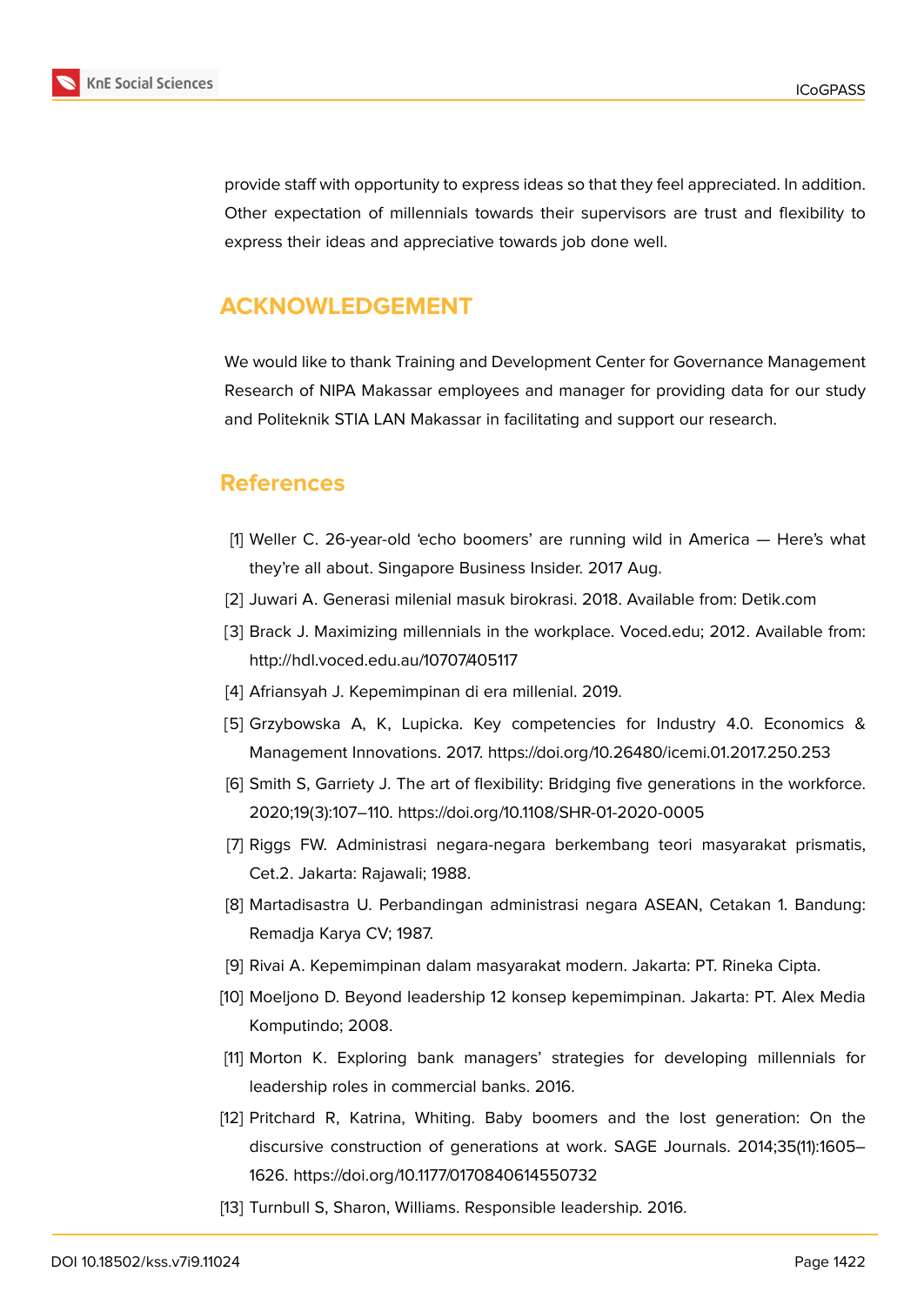provide staff with opportunity to express ideas so that they feel appreciated. In addition. Other expectation of millennials towards their supervisors are trust and flexibility to express their ideas and appreciative towards job done well.

## ACKNOWLEDGEMENT

We would like to thank Training and Development Center for Governance Management Research of NIPA Makassar employees and manager for providing data for our study and Politeknik STIA LAN Makassar in facilitating and support our research.

## References

[1] Weller C. 26-year-old 'echo boomers' are running wild in America — Here's what they're all about. Singapore Business Insider. 2017 Aug.

[2] Juwari A. Generasi milenial masuk birokrasi. 2018. Available from: Detik.com

[3] Brack J. Maximizing millennials in the workplace. Voced.edu; 2012. Available from: http://hdl.voced.edu.au/10707/405117

[4] Afriansyah J. Kepemimpinan di era millenial. 2019.

[5] Grzybowska A, K, Lupicka. Key competencies for Industry 4.0. Economics & Management Innovations. 2017. https://doi.org/10.26480/icemi.01.2017.250.253

[6] Smith S, Garriety J. The art of flexibility: Bridging five generations in the workforce. 2020;19(3):107–110. https://doi.org/10.1108/SHR-01-2020-0005

[7] Riggs FW. Administrasi negara-negara berkembang teori masyarakat prismatis, Cet.2. Jakarta: Rajawali; 1988.

[8] Martadisastra U. Perbandingan administrasi negara ASEAN, Cetakan 1. Bandung: Remadja Karya CV; 1987.

[9] Rivai A. Kepemimpinan dalam masyarakat modern. Jakarta: PT. Rineka Cipta.

[10] Moeljono D. Beyond leadership 12 konsep kepemimpinan. Jakarta: PT. Alex Media Komputindo; 2008.

[11] Morton K. Exploring bank managers' strategies for developing millennials for leadership roles in commercial banks. 2016.

[12] Pritchard R, Katrina, Whiting. Baby boomers and the lost generation: On the discursive construction of generations at work. SAGE Journals. 2014;35(11):1605–1626. https://doi.org/10.1177/0170840614550732

[13] Turnbull S, Sharon, Williams. Responsible leadership. 2016.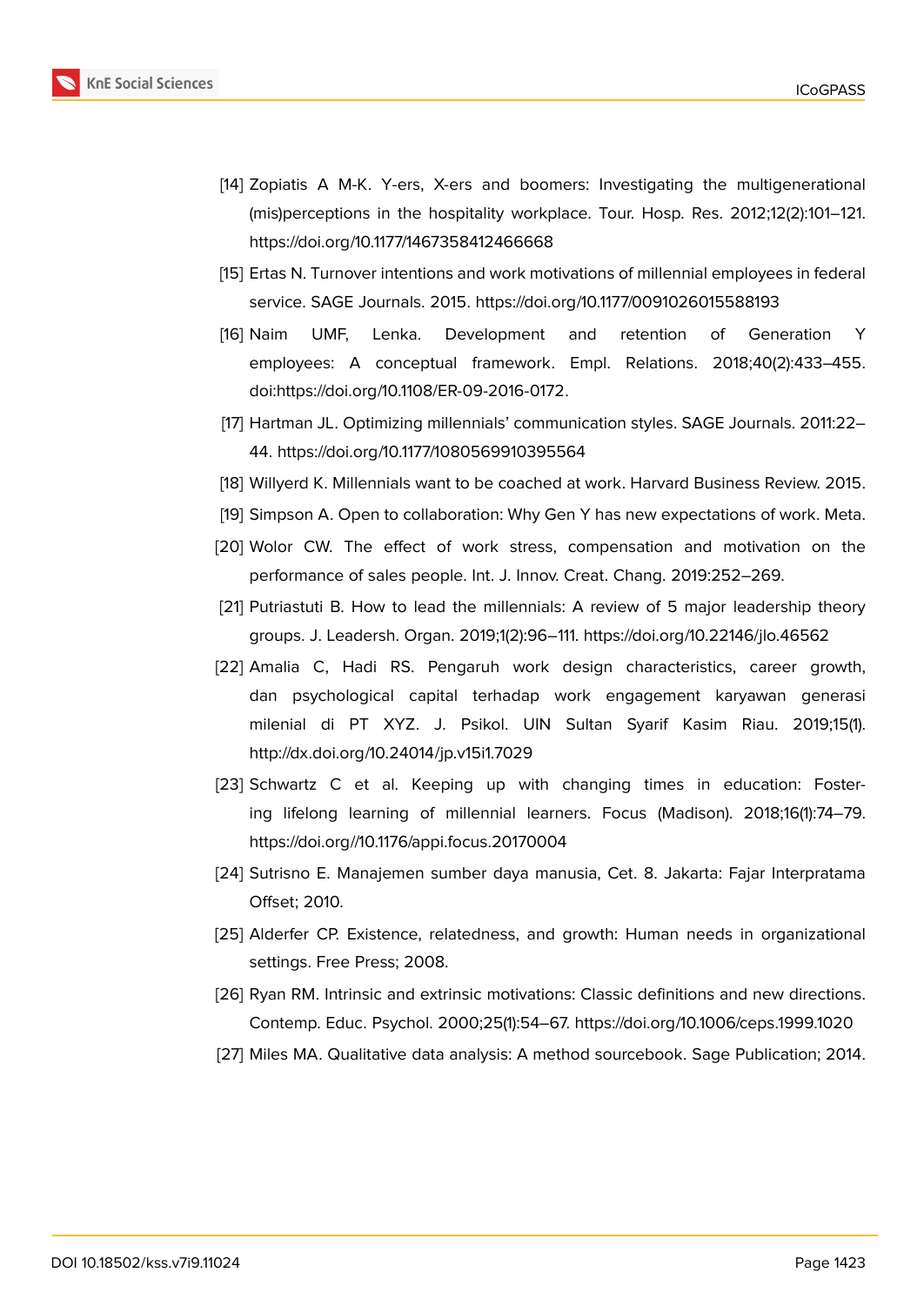[14] Zopiatis A M-K. Y-ers, X-ers and boomers: Investigating the multigenerational (mis)perceptions in the hospitality workplace. Tour. Hosp. Res. 2012;12(2):101–121. https://doi.org/10.1177/1467358412466668

[15] Ertas N. Turnover intentions and work motivations of millennial employees in federal service. SAGE Journals. 2015. https://doi.org/10.1177/0091026015588193

[16] Naim UMF, Lenka. Development and retention of Generation Y employees: A conceptual framework. Empl. Relations. 2018;40(2):433–455. doi:https://doi.org/10.1108/ER-09-2016-0172.

[17] Hartman JL. Optimizing millennials' communication styles. SAGE Journals. 2011:22–44. https://doi.org/10.1177/1080569910395564

[18] Willyerd K. Millennials want to be coached at work. Harvard Business Review. 2015.

[19] Simpson A. Open to collaboration: Why Gen Y has new expectations of work. Meta.

[20] Wolor CW. The effect of work stress, compensation and motivation on the performance of sales people. Int. J. Innov. Creat. Chang. 2019:252–269.

[21] Putriastuti B. How to lead the millennials: A review of 5 major leadership theory groups. J. Leadersh. Organ. 2019;1(2):96–111. https://doi.org/10.22146/jlo.46562

[22] Amalia C, Hadi RS. Pengaruh work design characteristics, career growth, dan psychological capital terhadap work engagement karyawan generasi milenial di PT XYZ. J. Psikol. UIN Sultan Syarif Kasim Riau. 2019;15(1). http://dx.doi.org/10.24014/jp.v15i1.7029

[23] Schwartz C et al. Keeping up with changing times in education: Fostering lifelong learning of millennial learners. Focus (Madison). 2018;16(1):74–79. https://doi.org//10.1176/appi.focus.20170004

[24] Sutrisno E. Manajemen sumber daya manusia, Cet. 8. Jakarta: Fajar Interpratama Offset; 2010.

[25] Alderfer CP. Existence, relatedness, and growth: Human needs in organizational settings. Free Press; 2008.

[26] Ryan RM. Intrinsic and extrinsic motivations: Classic definitions and new directions. Contemp. Educ. Psychol. 2000;25(1):54–67. https://doi.org/10.1006/ceps.1999.1020

[27] Miles MA. Qualitative data analysis: A method sourcebook. Sage Publication; 2014.